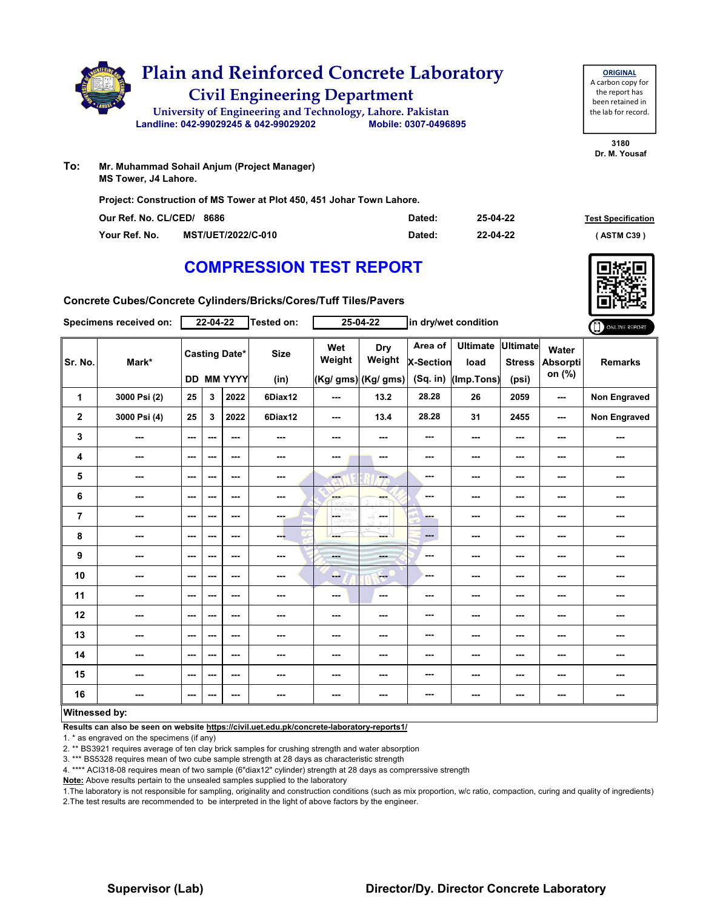# Plain and Reinforced Concrete Laboratory

## Civil Engineering Department

University of Engineering and Technology, Lahore. Pakistan

Landline: 042-99029245 & 042-99029202 Mobile: 0307-0496895

**ORIGINAL**
A carbon copy for the report has been retained in the lab for record.

3180
Dr. M. Yousaf

**To:** Mr. Muhammad Sohail Anjum (Project Manager)
MS Tower, J4 Lahore.

**Project: Construction of MS Tower at Plot 450, 451 Johar Town Lahore.**

| | | | |
|---|---|---|---|
| Our Ref. No. CL/CED/ 8686 | Dated: | 25-04-22 | Test Specification |
| Your Ref. No. MST/UET/2022/C-010 | Dated: | 22-04-22 | ( ASTM C39 ) |

## COMPRESSION TEST REPORT

**Concrete Cubes/Concrete Cylinders/Bricks/Cores/Tuff Tiles/Pavers**

Specimens received on: 22-04-22 Tested on: 25-04-22 in dry/wet condition

ONLINE REPORT

| Sr. No. | Mark* | Casting Date* | | | Size | Wet Weight | Dry Weight | Area of X-Section | Ultimate load | Ultimate Stress | Water Absorption (%) | Remarks |
|---|---|---|---|---|---|---|---|---|---|---|---|---|
| | | DD | MM | YYYY | (in) | (Kg/ gms) | (Kg/ gms) | (Sq. in) | (Imp.Tons) | (psi) | | |
| 1 | 3000 Psi (2) | 25 | 3 | 2022 | 6Diax12 | --- | 13.2 | 28.28 | 26 | 2059 | --- | Non Engraved |
| 2 | 3000 Psi (4) | 25 | 3 | 2022 | 6Diax12 | --- | 13.4 | 28.28 | 31 | 2455 | --- | Non Engraved |
| 3 | --- | --- | --- | --- | --- | --- | --- | --- | --- | --- | --- | --- |
| 4 | --- | --- | --- | --- | --- | --- | --- | --- | --- | --- | --- | --- |
| 5 | --- | --- | --- | --- | --- | --- | --- | --- | --- | --- | --- | --- |
| 6 | --- | --- | --- | --- | --- | --- | --- | --- | --- | --- | --- | --- |
| 7 | --- | --- | --- | --- | --- | --- | --- | --- | --- | --- | --- | --- |
| 8 | --- | --- | --- | --- | --- | --- | --- | --- | --- | --- | --- | --- |
| 9 | --- | --- | --- | --- | --- | --- | --- | --- | --- | --- | --- | --- |
| 10 | --- | --- | --- | --- | --- | --- | --- | --- | --- | --- | --- | --- |
| 11 | --- | --- | --- | --- | --- | --- | --- | --- | --- | --- | --- | --- |
| 12 | --- | --- | --- | --- | --- | --- | --- | --- | --- | --- | --- | --- |
| 13 | --- | --- | --- | --- | --- | --- | --- | --- | --- | --- | --- | --- |
| 14 | --- | --- | --- | --- | --- | --- | --- | --- | --- | --- | --- | --- |
| 15 | --- | --- | --- | --- | --- | --- | --- | --- | --- | --- | --- | --- |
| 16 | --- | --- | --- | --- | --- | --- | --- | --- | --- | --- | --- | --- |

**Witnessed by:**

**Results can also be seen on website https://civil.uet.edu.pk/concrete-laboratory-reports1/**

1. * as engraved on the specimens (if any)
2. ** BS3921 requires average of ten clay brick samples for crushing strength and water absorption
3. *** BS5328 requires mean of two cube sample strength at 28 days as characteristic strength
4. **** ACI318-08 requires mean of two sample (6"diax12" cylinder) strength at 28 days as comprerssive strength

**Note:** Above results pertain to the unsealed samples supplied to the laboratory

1.The laboratory is not responsible for sampling, originality and construction conditions (such as mix proportion, w/c ratio, compaction, curing and quality of ingredients)
2.The test results are recommended to be interpreted in the light of above factors by the engineer.

**Supervisor (Lab)** **Director/Dy. Director Concrete Laboratory**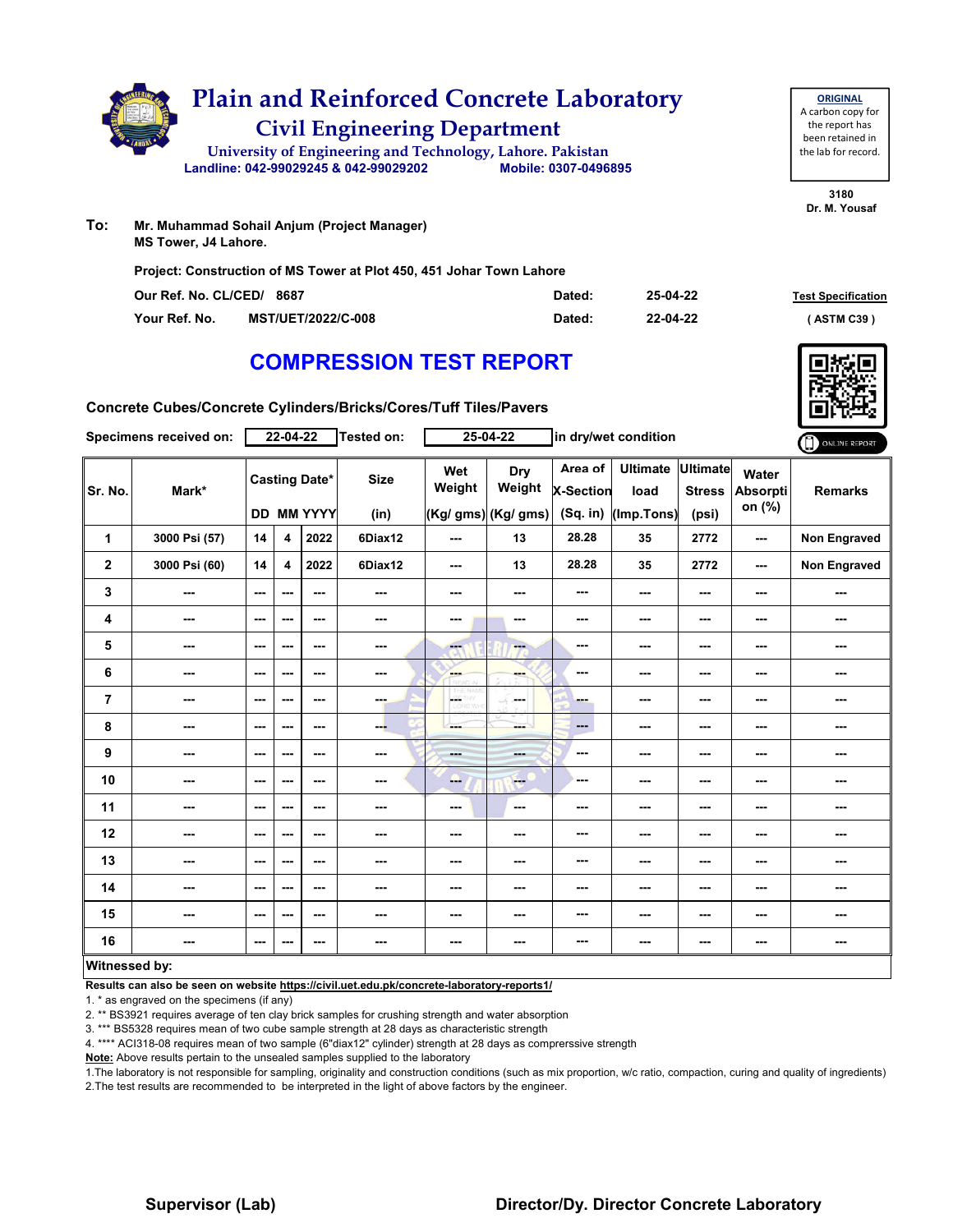# Plain and Reinforced Concrete Laboratory

## Civil Engineering Department

University of Engineering and Technology, Lahore. Pakistan

Landline: 042-99029245 & 042-99029202 Mobile: 0307-0496895

**ORIGINAL**
A carbon copy for the report has been retained in the lab for record.

3180
Dr. M. Yousaf

**To:** Mr. Muhammad Sohail Anjum (Project Manager)
MS Tower, J4 Lahore.

**Project: Construction of MS Tower at Plot 450, 451 Johar Town Lahore**

| | | | |
|---|---|---|---|
| Our Ref. No. CL/CED/ 8687 | Dated: | 25-04-22 | Test Specification |
| Your Ref. No. MST/UET/2022/C-008 | Dated: | 22-04-22 | ( ASTM C39 ) |

# COMPRESSION TEST REPORT

**Concrete Cubes/Concrete Cylinders/Bricks/Cores/Tuff Tiles/Pavers**

Specimens received on: 22-04-22 Tested on: 25-04-22 in dry/wet condition

| Sr. No. | Mark* | Casting Date* | | | Size | Wet Weight | Dry Weight | Area of X-Section | Ultimate load | Ultimate Stress | Water Absorption (%) | Remarks |
|---|---|---|---|---|---|---|---|---|---|---|---|---|
| | | DD | MM | YYYY | (in) | (Kg/ gms) | (Kg/ gms) | (Sq. in) | (Imp.Tons) | (psi) | | |
| 1 | 3000 Psi (57) | 14 | 4 | 2022 | 6Diax12 | --- | 13 | 28.28 | 35 | 2772 | --- | Non Engraved |
| 2 | 3000 Psi (60) | 14 | 4 | 2022 | 6Diax12 | --- | 13 | 28.28 | 35 | 2772 | --- | Non Engraved |
| 3 | --- | --- | --- | --- | --- | --- | --- | --- | --- | --- | --- | --- |
| 4 | --- | --- | --- | --- | --- | --- | --- | --- | --- | --- | --- | --- |
| 5 | --- | --- | --- | --- | --- | --- | --- | --- | --- | --- | --- | --- |
| 6 | --- | --- | --- | --- | --- | --- | --- | --- | --- | --- | --- | --- |
| 7 | --- | --- | --- | --- | --- | --- | --- | --- | --- | --- | --- | --- |
| 8 | --- | --- | --- | --- | --- | --- | --- | --- | --- | --- | --- | --- |
| 9 | --- | --- | --- | --- | --- | --- | --- | --- | --- | --- | --- | --- |
| 10 | --- | --- | --- | --- | --- | --- | --- | --- | --- | --- | --- | --- |
| 11 | --- | --- | --- | --- | --- | --- | --- | --- | --- | --- | --- | --- |
| 12 | --- | --- | --- | --- | --- | --- | --- | --- | --- | --- | --- | --- |
| 13 | --- | --- | --- | --- | --- | --- | --- | --- | --- | --- | --- | --- |
| 14 | --- | --- | --- | --- | --- | --- | --- | --- | --- | --- | --- | --- |
| 15 | --- | --- | --- | --- | --- | --- | --- | --- | --- | --- | --- | --- |
| 16 | --- | --- | --- | --- | --- | --- | --- | --- | --- | --- | --- | --- |

**Witnessed by:**

**Results can also be seen on website https://civil.uet.edu.pk/concrete-laboratory-reports1/**

1. * as engraved on the specimens (if any)
2. ** BS3921 requires average of ten clay brick samples for crushing strength and water absorption
3. *** BS5328 requires mean of two cube sample strength at 28 days as characteristic strength
4. **** ACI318-08 requires mean of two sample (6"diax12" cylinder) strength at 28 days as comprerssive strength

**Note:** Above results pertain to the unsealed samples supplied to the laboratory

1.The laboratory is not responsible for sampling, originality and construction conditions (such as mix proportion, w/c ratio, compaction, curing and quality of ingredients)
2.The test results are recommended to be interpreted in the light of above factors by the engineer.

**Supervisor (Lab)** **Director/Dy. Director Concrete Laboratory**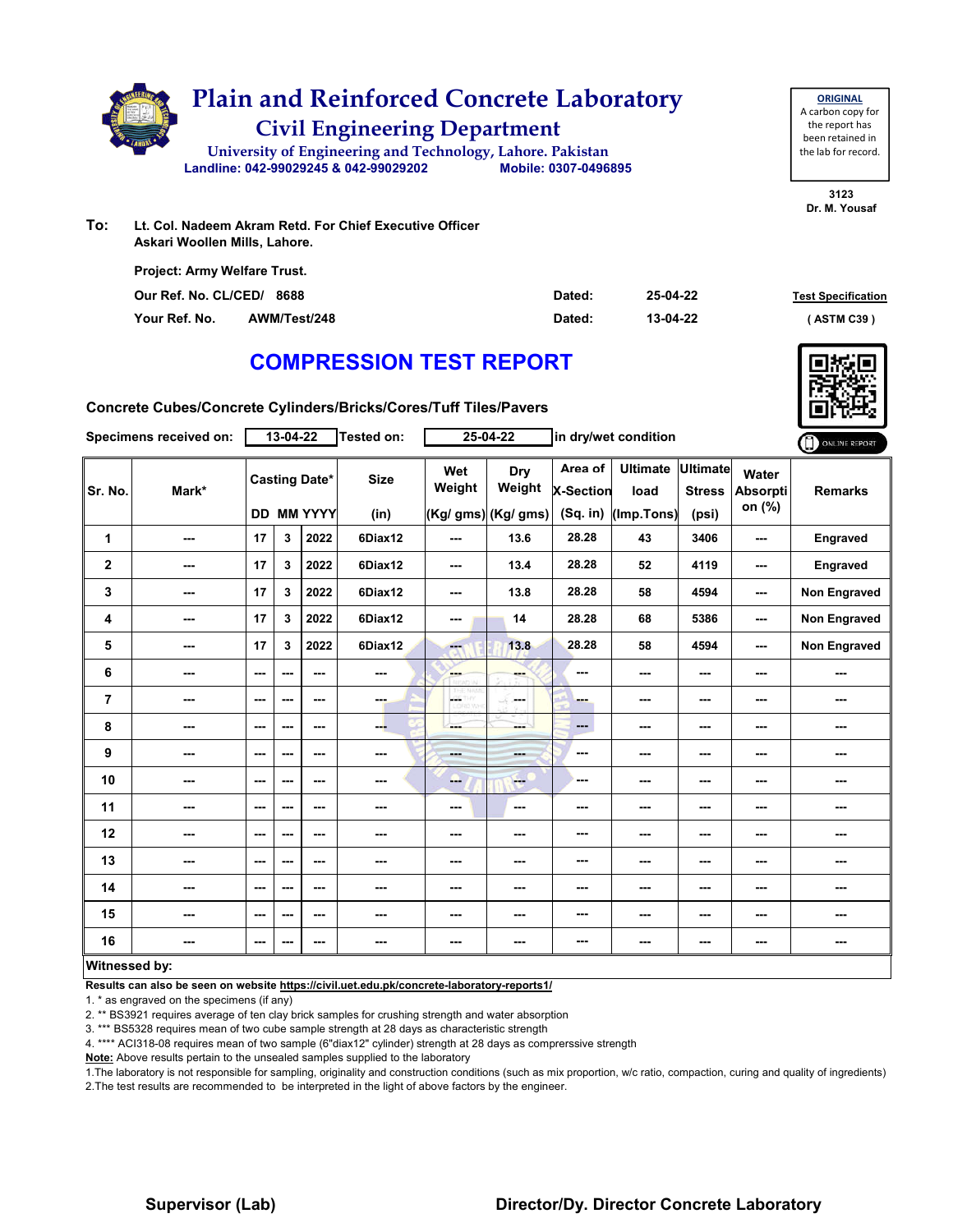# Plain and Reinforced Concrete Laboratory

## Civil Engineering Department

University of Engineering and Technology, Lahore. Pakistan

Landline: 042-99029245 & 042-99029202 Mobile: 0307-0496895

**ORIGINAL**
A carbon copy for the report has been retained in the lab for record.

3123
Dr. M. Yousaf

**To:** Lt. Col. Nadeem Akram Retd. For Chief Executive Officer
Askari Woollen Mills, Lahore.

Project: Army Welfare Trust.

Our Ref. No. CL/CED/ 8688 Dated: 25-04-22

Your Ref. No. AWM/Test/248 Dated: 13-04-22

Test Specification ( ASTM C39 )

# COMPRESSION TEST REPORT

**Concrete Cubes/Concrete Cylinders/Bricks/Cores/Tuff Tiles/Pavers**

Specimens received on: 13-04-22 Tested on: 25-04-22 in dry/wet condition

ONLINE REPORT

| Sr. No. | Mark* | Casting Date* | | | Size | Wet Weight | Dry Weight | Area of X-Section | Ultimate load | Ultimate Stress | Water Absorption (%) | Remarks |
|---|---|---|---|---|---|---|---|---|---|---|---|---|
| | | DD | MM | YYYY | (in) | (Kg/ gms) | (Kg/ gms) | (Sq. in) | (Imp.Tons) | (psi) | | |
| 1 | --- | 17 | 3 | 2022 | 6Diax12 | --- | 13.6 | 28.28 | 43 | 3406 | --- | Engraved |
| 2 | --- | 17 | 3 | 2022 | 6Diax12 | --- | 13.4 | 28.28 | 52 | 4119 | --- | Engraved |
| 3 | --- | 17 | 3 | 2022 | 6Diax12 | --- | 13.8 | 28.28 | 58 | 4594 | --- | Non Engraved |
| 4 | --- | 17 | 3 | 2022 | 6Diax12 | --- | 14 | 28.28 | 68 | 5386 | --- | Non Engraved |
| 5 | --- | 17 | 3 | 2022 | 6Diax12 | --- | 13.8 | 28.28 | 58 | 4594 | --- | Non Engraved |
| 6 | --- | --- | --- | --- | --- | --- | --- | --- | --- | --- | --- | --- |
| 7 | --- | --- | --- | --- | --- | --- | --- | --- | --- | --- | --- | --- |
| 8 | --- | --- | --- | --- | --- | --- | --- | --- | --- | --- | --- | --- |
| 9 | --- | --- | --- | --- | --- | --- | --- | --- | --- | --- | --- | --- |
| 10 | --- | --- | --- | --- | --- | --- | --- | --- | --- | --- | --- | --- |
| 11 | --- | --- | --- | --- | --- | --- | --- | --- | --- | --- | --- | --- |
| 12 | --- | --- | --- | --- | --- | --- | --- | --- | --- | --- | --- | --- |
| 13 | --- | --- | --- | --- | --- | --- | --- | --- | --- | --- | --- | --- |
| 14 | --- | --- | --- | --- | --- | --- | --- | --- | --- | --- | --- | --- |
| 15 | --- | --- | --- | --- | --- | --- | --- | --- | --- | --- | --- | --- |
| 16 | --- | --- | --- | --- | --- | --- | --- | --- | --- | --- | --- | --- |

**Witnessed by:**

**Results can also be seen on website https://civil.uet.edu.pk/concrete-laboratory-reports1/**

1. * as engraved on the specimens (if any)
2. ** BS3921 requires average of ten clay brick samples for crushing strength and water absorption
3. *** BS5328 requires mean of two cube sample strength at 28 days as characteristic strength
4. **** ACI318-08 requires mean of two sample (6"diax12" cylinder) strength at 28 days as comprerssive strength

**Note:** Above results pertain to the unsealed samples supplied to the laboratory

1.The laboratory is not responsible for sampling, originality and construction conditions (such as mix proportion, w/c ratio, compaction, curing and quality of ingredients)
2.The test results are recommended to be interpreted in the light of above factors by the engineer.

**Supervisor (Lab)** **Director/Dy. Director Concrete Laboratory**